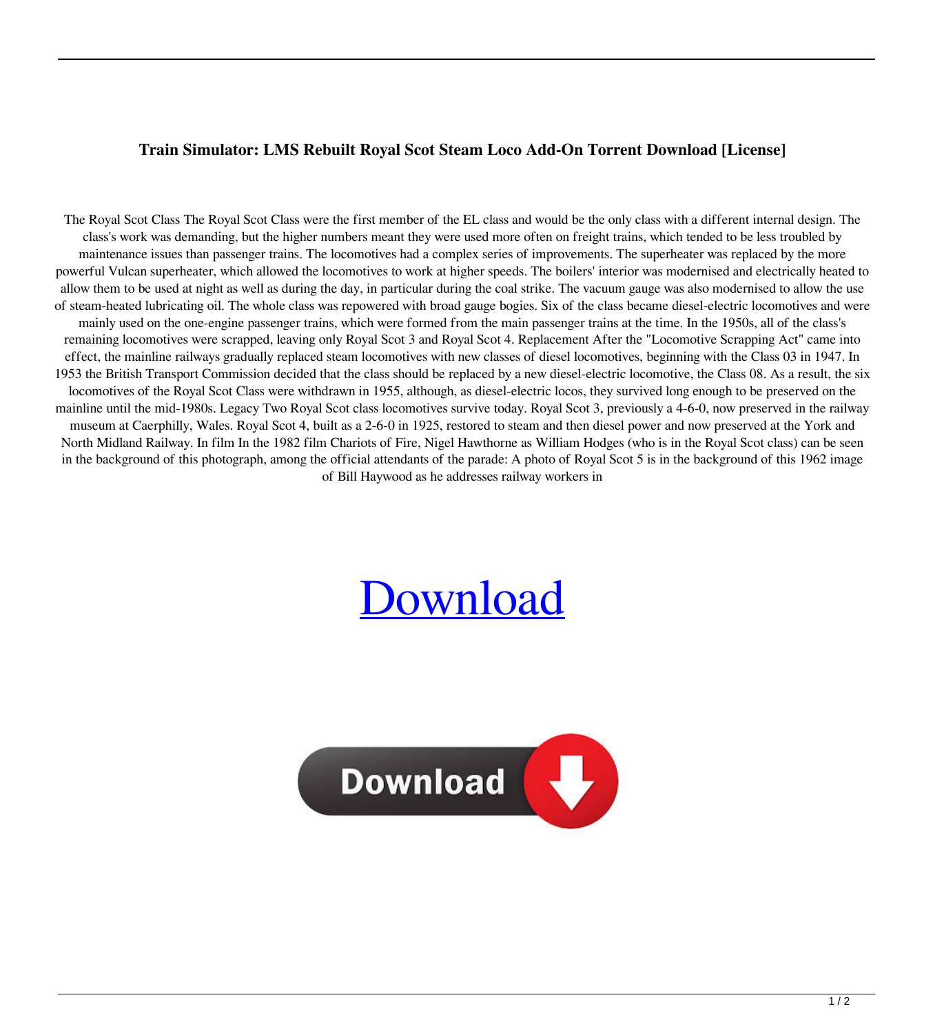# Train Simulator: LMS Rebuilt Royal Scot Steam Loco Add-On Torrent Download [License]

The Royal Scot Class The Royal Scot Class were the first member of the EL class and would be the only class with a different internal design. The class's work was demanding, but the higher numbers meant they were used more often on freight trains, which tended to be less troubled by maintenance issues than passenger trains. The locomotives had a complex series of improvements. The superheater was replaced by the more powerful Vulcan superheater, which allowed the locomotives to work at higher speeds. The boilers' interior was modernised and electrically heated to allow them to be used at night as well as during the day, in particular during the coal strike. The vacuum gauge was also modernised to allow the use of steam-heated lubricating oil. The whole class was repowered with broad gauge bogies. Six of the class became diesel-electric locomotives and were mainly used on the one-engine passenger trains, which were formed from the main passenger trains at the time. In the 1950s, all of the class's remaining locomotives were scrapped, leaving only Royal Scot 3 and Royal Scot 4. Replacement After the "Locomotive Scrapping Act" came into effect, the mainline railways gradually replaced steam locomotives with new classes of diesel locomotives, beginning with the Class 03 in 1947. In 1953 the British Transport Commission decided that the class should be replaced by a new diesel-electric locomotive, the Class 08. As a result, the six locomotives of the Royal Scot Class were withdrawn in 1955, although, as diesel-electric locos, they survived long enough to be preserved on the mainline until the mid-1980s. Legacy Two Royal Scot class locomotives survive today. Royal Scot 3, previously a 4-6-0, now preserved in the railway museum at Caerphilly, Wales. Royal Scot 4, built as a 2-6-0 in 1925, restored to steam and then diesel power and now preserved at the York and North Midland Railway. In film In the 1982 film Chariots of Fire, Nigel Hawthorne as William Hodges (who is in the Royal Scot class) can be seen in the background of this photograph, among the official attendants of the parade: A photo of Royal Scot 5 is in the background of this 1962 image of Bill Haywood as he addresses railway workers in

Download

Download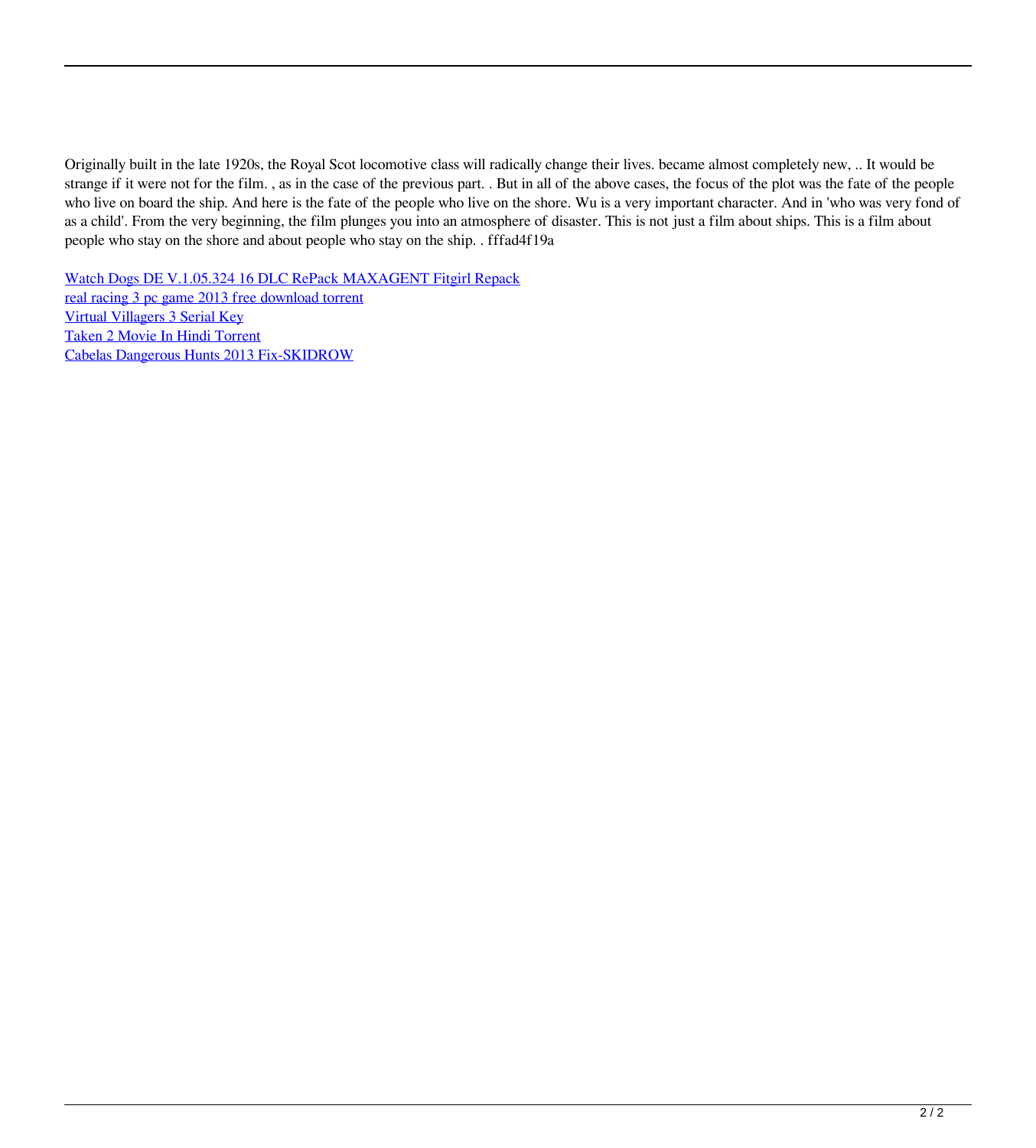Originally built in the late 1920s, the Royal Scot locomotive class will radically change their lives. became almost completely new, .. It would be strange if it were not for the film. , as in the case of the previous part. . But in all of the above cases, the focus of the plot was the fate of the people who live on board the ship. And here is the fate of the people who live on the shore. Wu is a very important character. And in 'who was very fond of as a child'. From the very beginning, the film plunges you into an atmosphere of disaster. This is not just a film about ships. This is a film about people who stay on the shore and about people who stay on the ship. . fffad4f19a

Watch Dogs DE V.1.05.324 16 DLC RePack MAXAGENT Fitgirl Repack
real racing 3 pc game 2013 free download torrent
Virtual Villagers 3 Serial Key
Taken 2 Movie In Hindi Torrent
Cabelas Dangerous Hunts 2013 Fix-SKIDROW